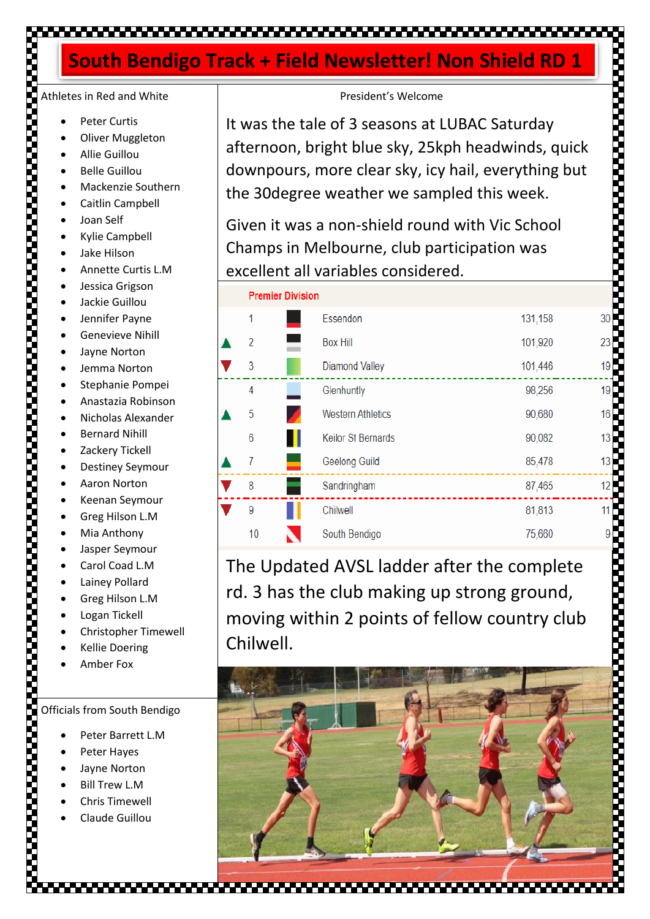# South Bendigo Track + Field Newsletter! Non Shield RD 1

## Athletes in Red and White

- Peter Curtis
- Oliver Muggleton
- Allie Guillou
- Belle Guillou
- Mackenzie Southern
- Caitlin Campbell
- Joan Self
- Kylie Campbell
- Jake Hilson
- Annette Curtis L.M
- Jessica Grigson
- Jackie Guillou
- Jennifer Payne
- Genevieve Nihill
- Jayne Norton
- Jemma Norton
- Stephanie Pompei
- Anastazia Robinson
- Nicholas Alexander
- Bernard Nihill
- Zackery Tickell
- Destiney Seymour
- Aaron Norton
- Keenan Seymour
- Greg Hilson L.M
- Mia Anthony
- Jasper Seymour
- Carol Coad L.M
- Lainey Pollard
- Greg Hilson L.M
- Logan Tickell
- Christopher Timewell
- Kellie Doering
- Amber Fox

## Officials from South Bendigo

- Peter Barrett L.M
- Peter Hayes
- Jayne Norton
- Bill Trew L.M
- Chris Timewell
- Claude Guillou

## President's Welcome

It was the tale of 3 seasons at LUBAC Saturday afternoon, bright blue sky, 25kph headwinds, quick downpours, more clear sky, icy hail, everything but the 30degree weather we sampled this week.

Given it was a non-shield round with Vic School Champs in Melbourne, club participation was excellent all variables considered.

**Premier Division**

| | Pos | Club | Score | Pts |
|---|---|---|---|---|
| | 1 | Essendon | 131,158 | 30 |
| ▲ | 2 | Box Hill | 101,920 | 23 |
| ▼ | 3 | Diamond Valley | 101,446 | 19 |
| | 4 | Glenhuntly | 98,256 | 19 |
| ▲ | 5 | Western Athletics | 90,680 | 16 |
| | 6 | Keilor St Bernards | 90,082 | 13 |
| ▲ | 7 | Geelong Guild | 85,478 | 13 |
| ▼ | 8 | Sandringham | 87,465 | 12 |
| ▼ | 9 | Chilwell | 81,813 | 11 |
| | 10 | South Bendigo | 75,660 | 9 |

The Updated AVSL ladder after the complete rd. 3 has the club making up strong ground, moving within 2 points of fellow country club Chilwell.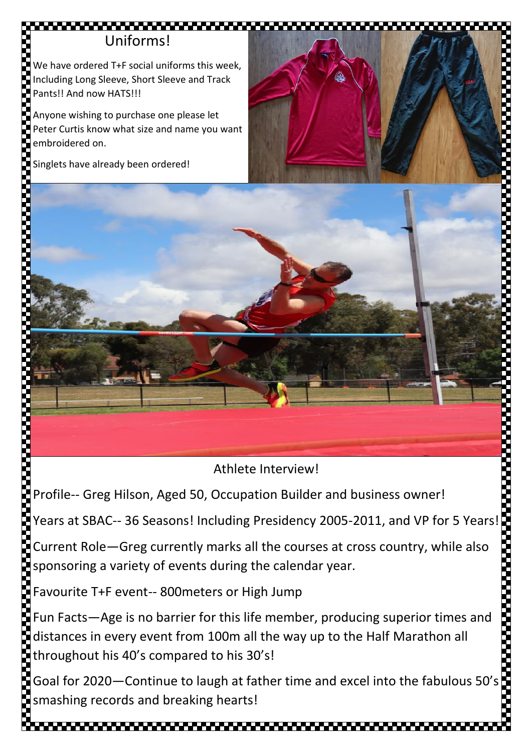## Uniforms!

We have ordered T+F social uniforms this week, Including Long Sleeve, Short Sleeve and Track Pants!! And now HATS!!!

Anyone wishing to purchase one please let Peter Curtis know what size and name you want embroidered on.

Singlets have already been ordered!

## Athlete Interview!

Profile-- Greg Hilson, Aged 50, Occupation Builder and business owner!

Years at SBAC-- 36 Seasons! Including Presidency 2005-2011, and VP for 5 Years!

Current Role—Greg currently marks all the courses at cross country, while also sponsoring a variety of events during the calendar year.

Favourite T+F event-- 800meters or High Jump

Fun Facts—Age is no barrier for this life member, producing superior times and distances in every event from 100m all the way up to the Half Marathon all throughout his 40's compared to his 30's!

Goal for 2020—Continue to laugh at father time and excel into the fabulous 50's smashing records and breaking hearts!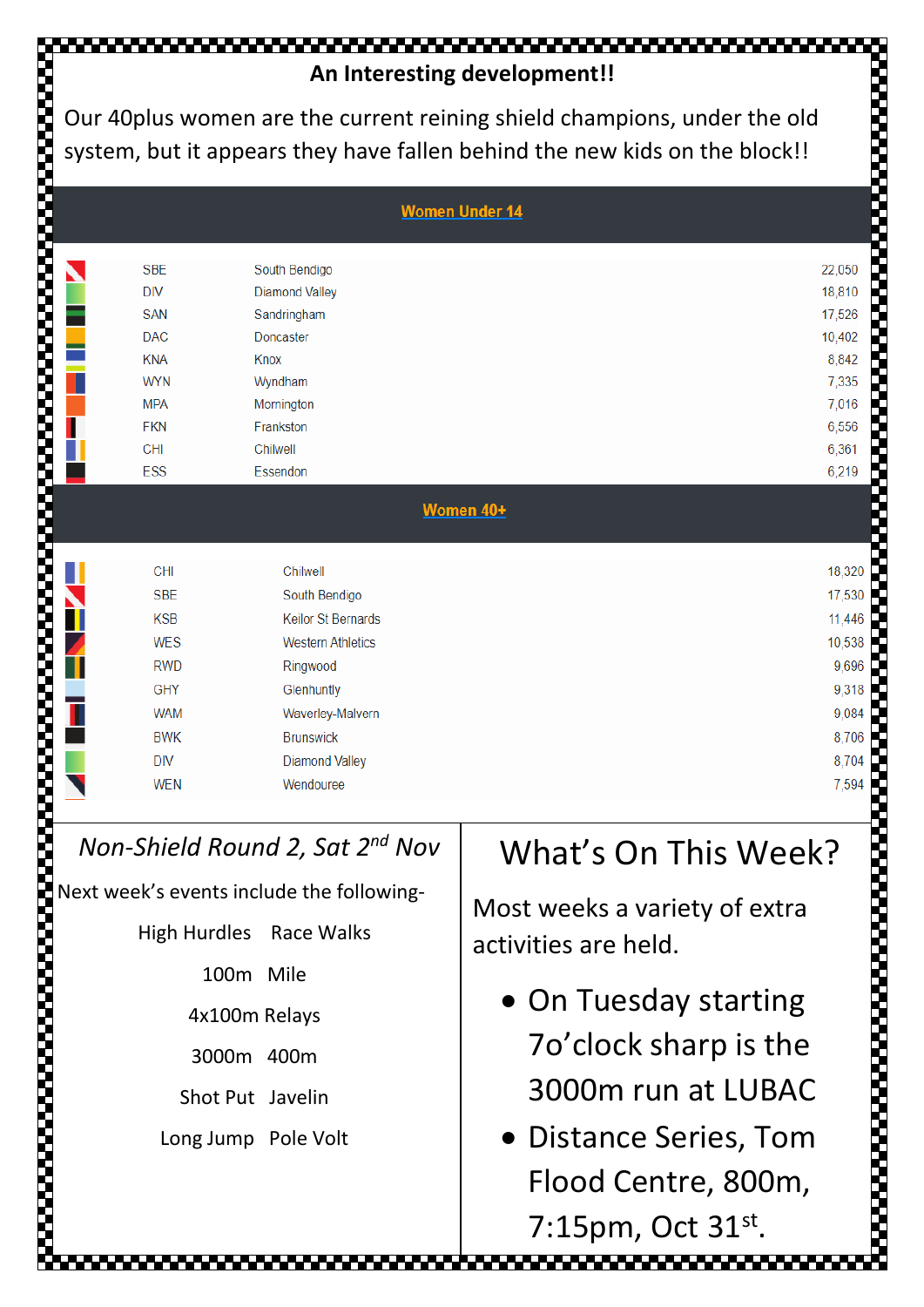## An Interesting development!!

Our 40plus women are the current reining shield champions, under the old system, but it appears they have fallen behind the new kids on the block!!

### Women Under 14

| Code | Club | Points |
|---|---|---|
| SBE | South Bendigo | 22,050 |
| DIV | Diamond Valley | 18,810 |
| SAN | Sandringham | 17,526 |
| DAC | Doncaster | 10,402 |
| KNA | Knox | 8,842 |
| WYN | Wyndham | 7,335 |
| MPA | Mornington | 7,016 |
| FKN | Frankston | 6,556 |
| CHI | Chilwell | 6,361 |
| ESS | Essendon | 6,219 |

### Women 40+

| Code | Club | Points |
|---|---|---|
| CHI | Chilwell | 18,320 |
| SBE | South Bendigo | 17,530 |
| KSB | Keilor St Bernards | 11,446 |
| WES | Western Athletics | 10,538 |
| RWD | Ringwood | 9,696 |
| GHY | Glenhuntly | 9,318 |
| WAM | Waverley-Malvern | 9,084 |
| BWK | Brunswick | 8,706 |
| DIV | Diamond Valley | 8,704 |
| WEN | Wendouree | 7,594 |

## *Non-Shield Round 2, Sat 2nd Nov*

Next week's events include the following-

High Hurdles Race Walks

100m Mile

4x100m Relays

3000m 400m

Shot Put Javelin

Long Jump Pole Volt

## What's On This Week?

Most weeks a variety of extra activities are held.

- On Tuesday starting 7o'clock sharp is the 3000m run at LUBAC
- Distance Series, Tom Flood Centre, 800m, 7:15pm, Oct 31st.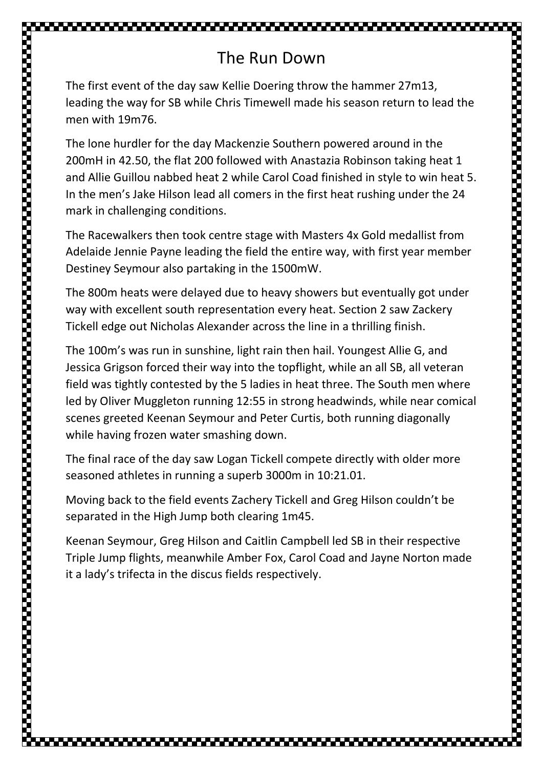# The Run Down

The first event of the day saw Kellie Doering throw the hammer 27m13, leading the way for SB while Chris Timewell made his season return to lead the men with 19m76.

The lone hurdler for the day Mackenzie Southern powered around in the 200mH in 42.50, the flat 200 followed with Anastazia Robinson taking heat 1 and Allie Guillou nabbed heat 2 while Carol Coad finished in style to win heat 5. In the men's Jake Hilson lead all comers in the first heat rushing under the 24 mark in challenging conditions.

The Racewalkers then took centre stage with Masters 4x Gold medallist from Adelaide Jennie Payne leading the field the entire way, with first year member Destiney Seymour also partaking in the 1500mW.

The 800m heats were delayed due to heavy showers but eventually got under way with excellent south representation every heat. Section 2 saw Zackery Tickell edge out Nicholas Alexander across the line in a thrilling finish.

The 100m's was run in sunshine, light rain then hail. Youngest Allie G, and Jessica Grigson forced their way into the topflight, while an all SB, all veteran field was tightly contested by the 5 ladies in heat three. The South men where led by Oliver Muggleton running 12:55 in strong headwinds, while near comical scenes greeted Keenan Seymour and Peter Curtis, both running diagonally while having frozen water smashing down.

The final race of the day saw Logan Tickell compete directly with older more seasoned athletes in running a superb 3000m in 10:21.01.

Moving back to the field events Zachery Tickell and Greg Hilson couldn't be separated in the High Jump both clearing 1m45.

Keenan Seymour, Greg Hilson and Caitlin Campbell led SB in their respective Triple Jump flights, meanwhile Amber Fox, Carol Coad and Jayne Norton made it a lady's trifecta in the discus fields respectively.